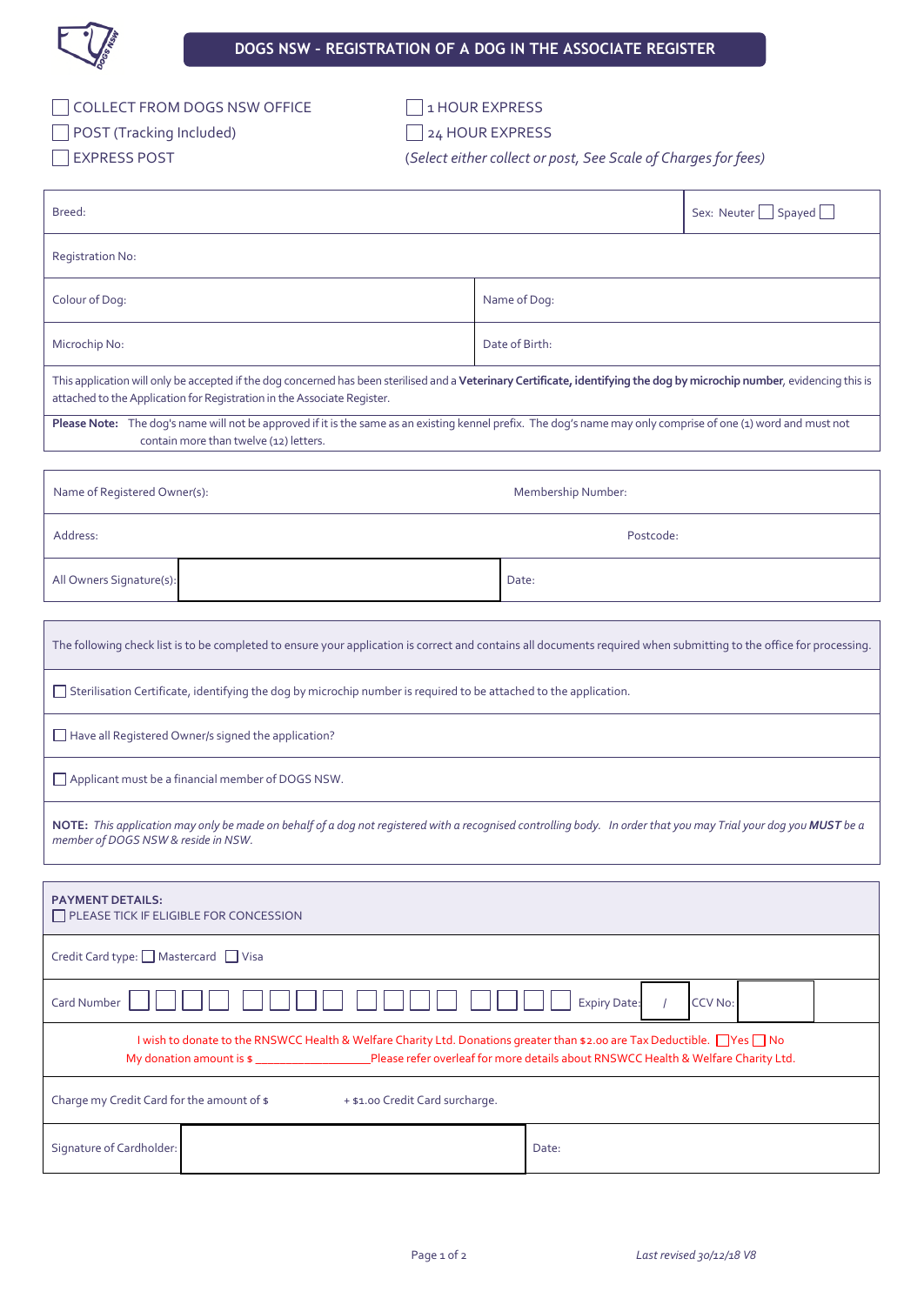# DOGS NSW - REGISTRATION OF A DOG IN THE ASSOCIATE REGISTER

☐ COLLECT FROM DOGS NSW OFFICE
☐ POST (Tracking Included)
☐ EXPRESS POST

☐ 1 HOUR EXPRESS
☐ 24 HOUR EXPRESS
*(Select either collect or post, See Scale of Charges for fees)*

| Breed: | | Sex: Neuter ☐ Spayed ☐ |
|---|---|---|
| Registration No: | | |
| Colour of Dog: | Name of Dog: | |
| Microchip No: | Date of Birth: | |

This application will only be accepted if the dog concerned has been sterilised and a **Veterinary Certificate, identifying the dog by microchip number**, evidencing this is attached to the Application for Registration in the Associate Register.

**Please Note:** The dog's name will not be approved if it is the same as an existing kennel prefix. The dog's name may only comprise of one (1) word and must not contain more than twelve (12) letters.

| Name of Registered Owner(s): | Membership Number: |
|---|---|
| Address: | Postcode: |
| All Owners Signature(s): | Date: |

The following check list is to be completed to ensure your application is correct and contains all documents required when submitting to the office for processing.

☐ Sterilisation Certificate, identifying the dog by microchip number is required to be attached to the application.

☐ Have all Registered Owner/s signed the application?

☐ Applicant must be a financial member of DOGS NSW.

**NOTE:** *This application may only be made on behalf of a dog not registered with a recognised controlling body. In order that you may Trial your dog you **MUST** be a member of DOGS NSW & reside in NSW.*

**PAYMENT DETAILS:**
☐ PLEASE TICK IF ELIGIBLE FOR CONCESSION

Credit Card type: ☐ Mastercard ☐ Visa

Card Number ☐☐☐☐ ☐☐☐☐ ☐☐☐☐ ☐☐☐☐ Expiry Date: / CCV No:

I wish to donate to the RNSWCC Health & Welfare Charity Ltd. Donations greater than $2.00 are Tax Deductible. ☐ Yes ☐ No
My donation amount is $ ____________________ Please refer overleaf for more details about RNSWCC Health & Welfare Charity Ltd.

Charge my Credit Card for the amount of $ + $1.00 Credit Card surcharge.

| Signature of Cardholder: | Date: |
|---|---|

*Last revised 30/12/18 V8*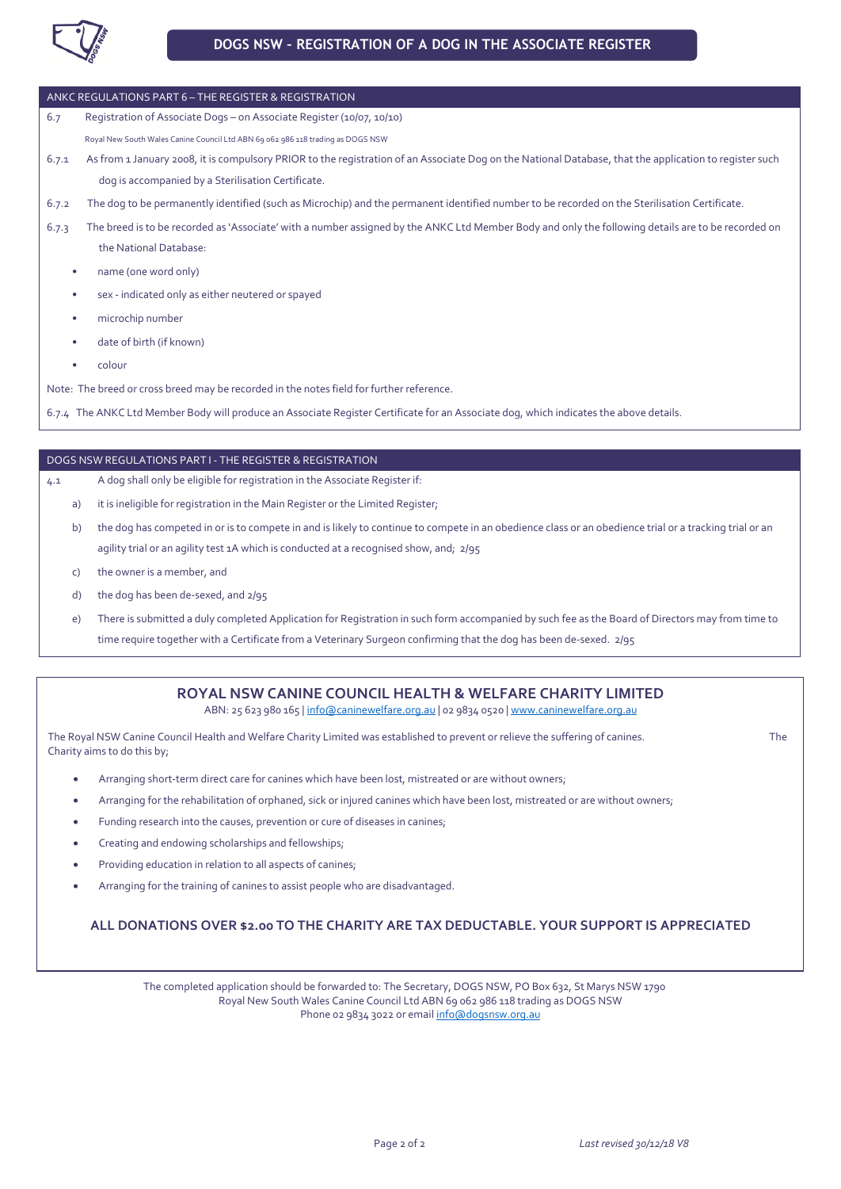# DOGS NSW - REGISTRATION OF A DOG IN THE ASSOCIATE REGISTER

## ANKC REGULATIONS PART 6 – THE REGISTER & REGISTRATION

6.7 Registration of Associate Dogs – on Associate Register (10/07, 10/10)

Royal New South Wales Canine Council Ltd ABN 69 062 986 118 trading as DOGS NSW

6.7.1 As from 1 January 2008, it is compulsory PRIOR to the registration of an Associate Dog on the National Database, that the application to register such dog is accompanied by a Sterilisation Certificate.

6.7.2 The dog to be permanently identified (such as Microchip) and the permanent identified number to be recorded on the Sterilisation Certificate.

6.7.3 The breed is to be recorded as 'Associate' with a number assigned by the ANKC Ltd Member Body and only the following details are to be recorded on the National Database:

- name (one word only)
- sex - indicated only as either neutered or spayed
- microchip number
- date of birth (if known)
- colour

Note: The breed or cross breed may be recorded in the notes field for further reference.

6.7.4 The ANKC Ltd Member Body will produce an Associate Register Certificate for an Associate dog, which indicates the above details.

## DOGS NSW REGULATIONS PART I - THE REGISTER & REGISTRATION

4.1 A dog shall only be eligible for registration in the Associate Register if:

a) it is ineligible for registration in the Main Register or the Limited Register;

b) the dog has competed in or is to compete in and is likely to continue to compete in an obedience class or an obedience trial or a tracking trial or an agility trial or an agility test 1A which is conducted at a recognised show, and; 2/95

c) the owner is a member, and

d) the dog has been de-sexed, and 2/95

e) There is submitted a duly completed Application for Registration in such form accompanied by such fee as the Board of Directors may from time to time require together with a Certificate from a Veterinary Surgeon confirming that the dog has been de-sexed. 2/95

## ROYAL NSW CANINE COUNCIL HEALTH & WELFARE CHARITY LIMITED

ABN: 25 623 980 165 | info@caninewelfare.org.au | 02 9834 0520 | www.caninewelfare.org.au

The Royal NSW Canine Council Health and Welfare Charity Limited was established to prevent or relieve the suffering of canines. The Charity aims to do this by;

- Arranging short-term direct care for canines which have been lost, mistreated or are without owners;
- Arranging for the rehabilitation of orphaned, sick or injured canines which have been lost, mistreated or are without owners;
- Funding research into the causes, prevention or cure of diseases in canines;
- Creating and endowing scholarships and fellowships;
- Providing education in relation to all aspects of canines;
- Arranging for the training of canines to assist people who are disadvantaged.

**ALL DONATIONS OVER $2.00 TO THE CHARITY ARE TAX DEDUCTABLE. YOUR SUPPORT IS APPRECIATED**

The completed application should be forwarded to: The Secretary, DOGS NSW, PO Box 632, St Marys NSW 1790
Royal New South Wales Canine Council Ltd ABN 69 062 986 118 trading as DOGS NSW
Phone 02 9834 3022 or email info@dogsnsw.org.au

*Last revised 30/12/18 V8*